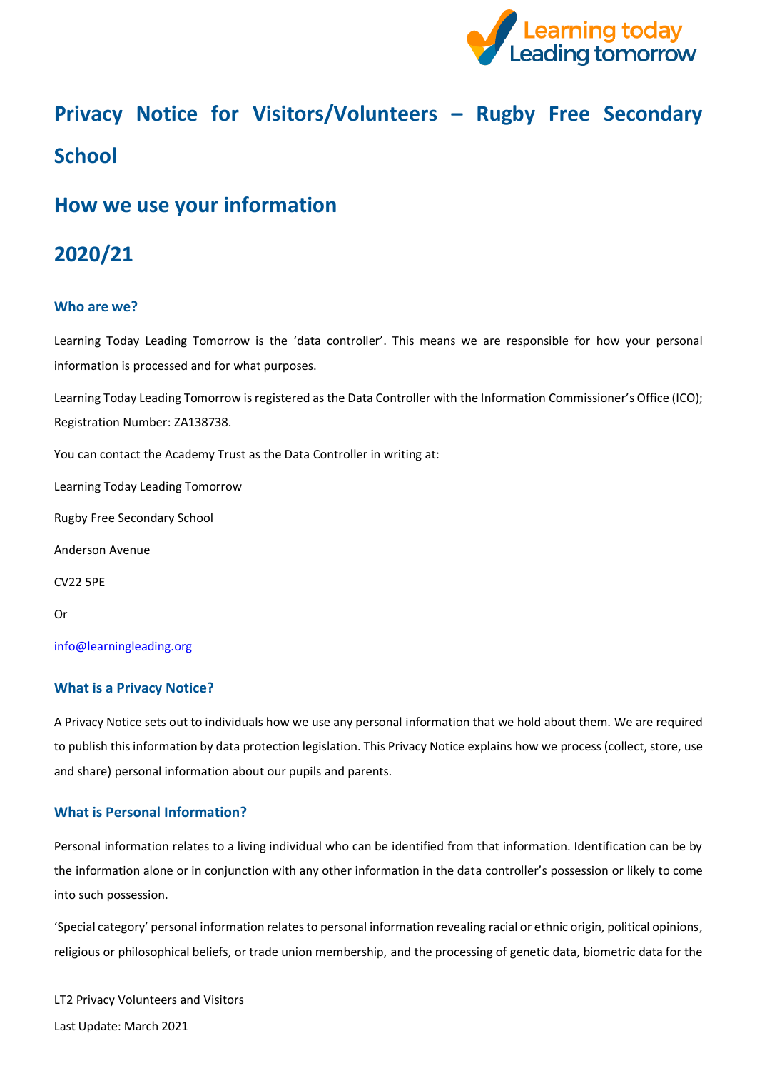# Privacy Notice for Visitors/Volunteers – Rugby Free Secondary School

# How we use your information

# 2020/21

### Who are we?

Learning Today Leading Tomorrow is the 'data controller'. This means we are responsible for how your personal information is processed and for what purposes.

Learning Today Leading Tomorrow is registered as the Data Controller with the Information Commissioner's Office (ICO); Registration Number: ZA138738.

You can contact the Academy Trust as the Data Controller in writing at:

Learning Today Leading Tomorrow

Rugby Free Secondary School

Anderson Avenue

CV22 5PE

Or

info@learningleading.org

### What is a Privacy Notice?

A Privacy Notice sets out to individuals how we use any personal information that we hold about them. We are required to publish this information by data protection legislation. This Privacy Notice explains how we process (collect, store, use and share) personal information about our pupils and parents.

### What is Personal Information?

Personal information relates to a living individual who can be identified from that information. Identification can be by the information alone or in conjunction with any other information in the data controller's possession or likely to come into such possession.

'Special category' personal information relates to personal information revealing racial or ethnic origin, political opinions, religious or philosophical beliefs, or trade union membership, and the processing of genetic data, biometric data for the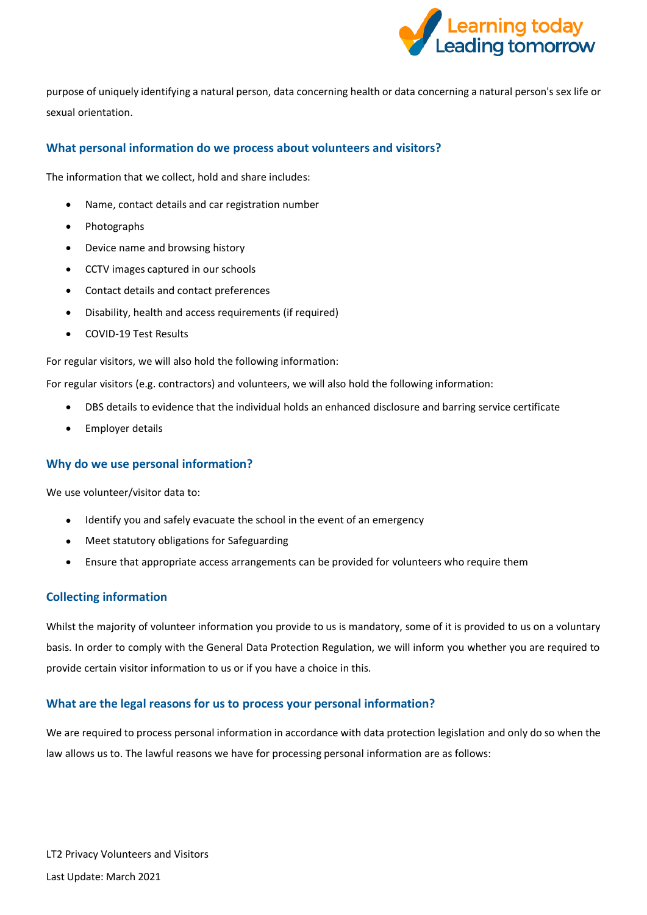purpose of uniquely identifying a natural person, data concerning health or data concerning a natural person's sex life or sexual orientation.

### What personal information do we process about volunteers and visitors?

The information that we collect, hold and share includes:

- Name, contact details and car registration number
- Photographs
- Device name and browsing history
- CCTV images captured in our schools
- Contact details and contact preferences
- Disability, health and access requirements (if required)
- COVID-19 Test Results

For regular visitors, we will also hold the following information:

For regular visitors (e.g. contractors) and volunteers, we will also hold the following information:

- DBS details to evidence that the individual holds an enhanced disclosure and barring service certificate
- Employer details

### Why do we use personal information?

We use volunteer/visitor data to:

- Identify you and safely evacuate the school in the event of an emergency
- Meet statutory obligations for Safeguarding
- Ensure that appropriate access arrangements can be provided for volunteers who require them

### Collecting information

Whilst the majority of volunteer information you provide to us is mandatory, some of it is provided to us on a voluntary basis. In order to comply with the General Data Protection Regulation, we will inform you whether you are required to provide certain visitor information to us or if you have a choice in this.

### What are the legal reasons for us to process your personal information?

We are required to process personal information in accordance with data protection legislation and only do so when the law allows us to. The lawful reasons we have for processing personal information are as follows: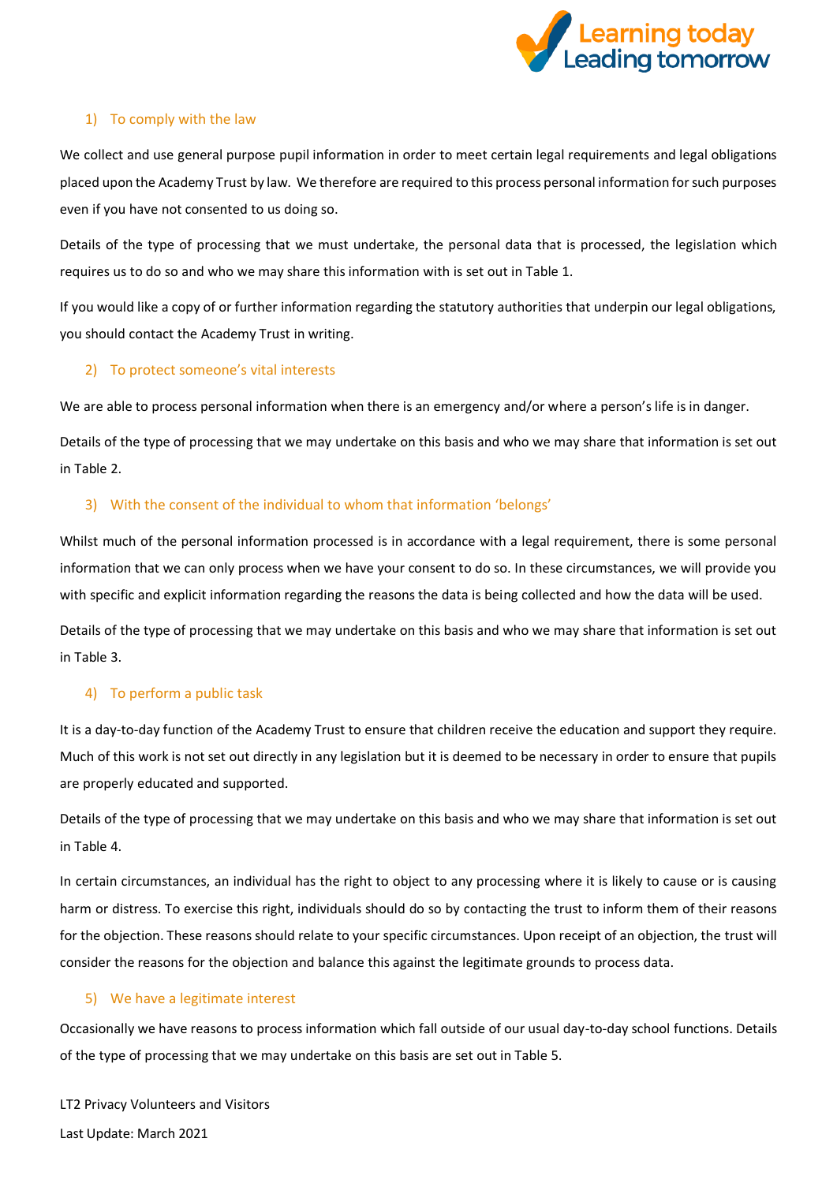### 1) To comply with the law

We collect and use general purpose pupil information in order to meet certain legal requirements and legal obligations placed upon the Academy Trust by law. We therefore are required to this process personal information for such purposes even if you have not consented to us doing so.

Details of the type of processing that we must undertake, the personal data that is processed, the legislation which requires us to do so and who we may share this information with is set out in Table 1.

If you would like a copy of or further information regarding the statutory authorities that underpin our legal obligations, you should contact the Academy Trust in writing.

### 2) To protect someone's vital interests

We are able to process personal information when there is an emergency and/or where a person's life is in danger.

Details of the type of processing that we may undertake on this basis and who we may share that information is set out in Table 2.

### 3) With the consent of the individual to whom that information 'belongs'

Whilst much of the personal information processed is in accordance with a legal requirement, there is some personal information that we can only process when we have your consent to do so. In these circumstances, we will provide you with specific and explicit information regarding the reasons the data is being collected and how the data will be used.

Details of the type of processing that we may undertake on this basis and who we may share that information is set out in Table 3.

### 4) To perform a public task

It is a day-to-day function of the Academy Trust to ensure that children receive the education and support they require. Much of this work is not set out directly in any legislation but it is deemed to be necessary in order to ensure that pupils are properly educated and supported.

Details of the type of processing that we may undertake on this basis and who we may share that information is set out in Table 4.

In certain circumstances, an individual has the right to object to any processing where it is likely to cause or is causing harm or distress. To exercise this right, individuals should do so by contacting the trust to inform them of their reasons for the objection. These reasons should relate to your specific circumstances. Upon receipt of an objection, the trust will consider the reasons for the objection and balance this against the legitimate grounds to process data.

### 5) We have a legitimate interest

Occasionally we have reasons to process information which fall outside of our usual day-to-day school functions. Details of the type of processing that we may undertake on this basis are set out in Table 5.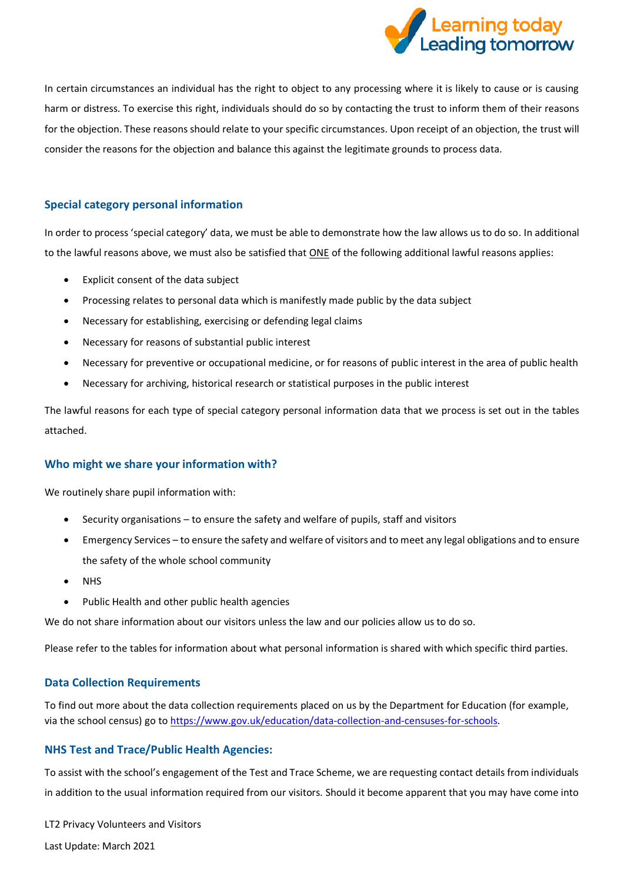In certain circumstances an individual has the right to object to any processing where it is likely to cause or is causing harm or distress. To exercise this right, individuals should do so by contacting the trust to inform them of their reasons for the objection. These reasons should relate to your specific circumstances. Upon receipt of an objection, the trust will consider the reasons for the objection and balance this against the legitimate grounds to process data.

### Special category personal information

In order to process 'special category' data, we must be able to demonstrate how the law allows us to do so. In additional to the lawful reasons above, we must also be satisfied that ONE of the following additional lawful reasons applies:

- Explicit consent of the data subject
- Processing relates to personal data which is manifestly made public by the data subject
- Necessary for establishing, exercising or defending legal claims
- Necessary for reasons of substantial public interest
- Necessary for preventive or occupational medicine, or for reasons of public interest in the area of public health
- Necessary for archiving, historical research or statistical purposes in the public interest

The lawful reasons for each type of special category personal information data that we process is set out in the tables attached.

### Who might we share your information with?

We routinely share pupil information with:

- Security organisations – to ensure the safety and welfare of pupils, staff and visitors
- Emergency Services – to ensure the safety and welfare of visitors and to meet any legal obligations and to ensure the safety of the whole school community
- NHS
- Public Health and other public health agencies

We do not share information about our visitors unless the law and our policies allow us to do so.

Please refer to the tables for information about what personal information is shared with which specific third parties.

### Data Collection Requirements

To find out more about the data collection requirements placed on us by the Department for Education (for example, via the school census) go to [https://www.gov.uk/education/data-collection-and-censuses-for-schools](https://www.gov.uk/education/data-collection-and-censuses-for-schools).

### NHS Test and Trace/Public Health Agencies:

To assist with the school's engagement of the Test and Trace Scheme, we are requesting contact details from individuals in addition to the usual information required from our visitors. Should it become apparent that you may have come into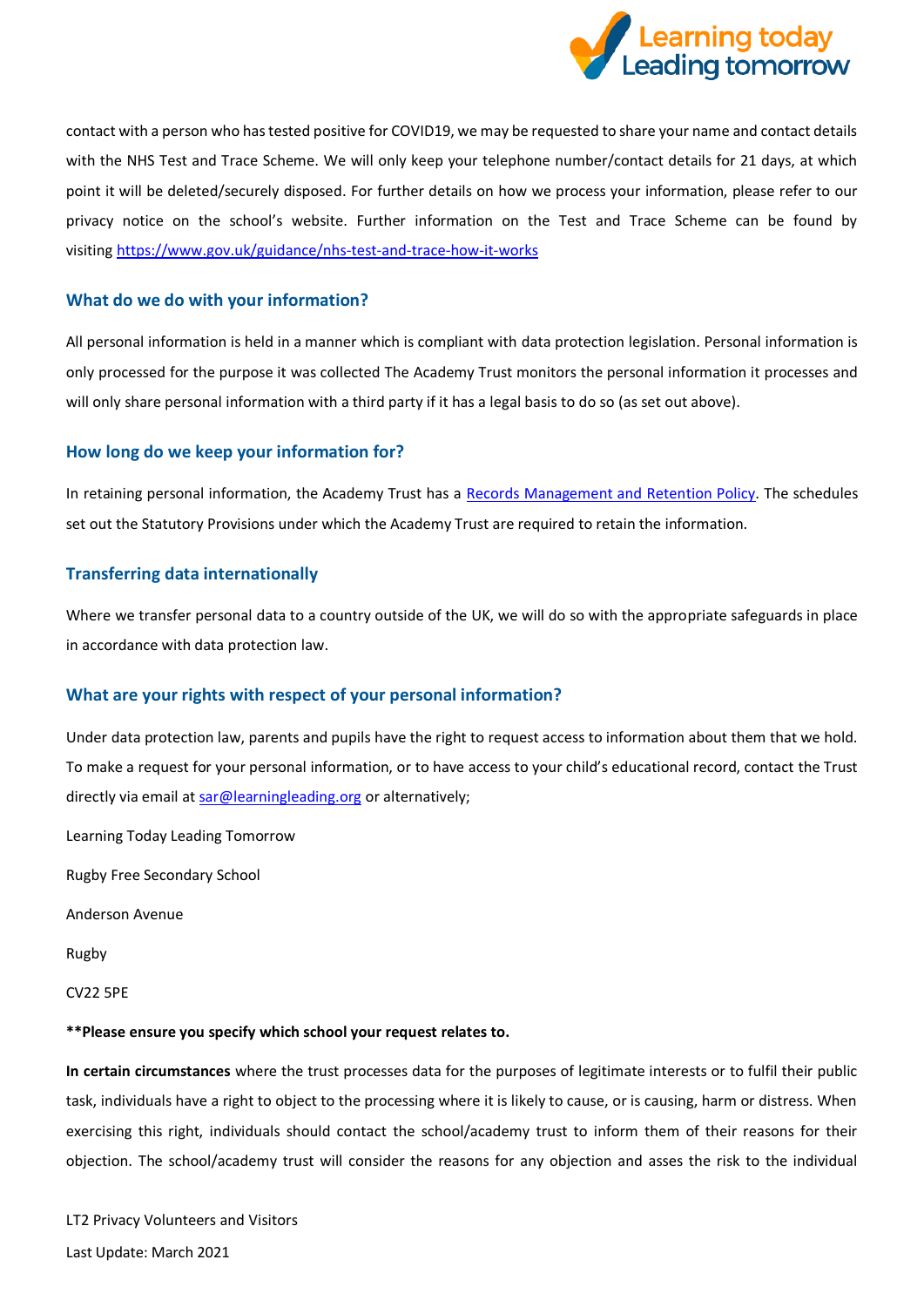contact with a person who has tested positive for COVID19, we may be requested to share your name and contact details with the NHS Test and Trace Scheme. We will only keep your telephone number/contact details for 21 days, at which point it will be deleted/securely disposed. For further details on how we process your information, please refer to our privacy notice on the school's website. Further information on the Test and Trace Scheme can be found by visiting [https://www.gov.uk/guidance/nhs-test-and-trace-how-it-works](https://www.gov.uk/guidance/nhs-test-and-trace-how-it-works)

### What do we do with your information?

All personal information is held in a manner which is compliant with data protection legislation. Personal information is only processed for the purpose it was collected The Academy Trust monitors the personal information it processes and will only share personal information with a third party if it has a legal basis to do so (as set out above).

### How long do we keep your information for?

In retaining personal information, the Academy Trust has a Records Management and Retention Policy. The schedules set out the Statutory Provisions under which the Academy Trust are required to retain the information.

### Transferring data internationally

Where we transfer personal data to a country outside of the UK, we will do so with the appropriate safeguards in place in accordance with data protection law.

### What are your rights with respect of your personal information?

Under data protection law, parents and pupils have the right to request access to information about them that we hold. To make a request for your personal information, or to have access to your child's educational record, contact the Trust directly via email at sar@learningleading.org or alternatively;

Learning Today Leading Tomorrow

Rugby Free Secondary School

Anderson Avenue

Rugby

CV22 5PE

**\*\*Please ensure you specify which school your request relates to.**

**In certain circumstances** where the trust processes data for the purposes of legitimate interests or to fulfil their public task, individuals have a right to object to the processing where it is likely to cause, or is causing, harm or distress. When exercising this right, individuals should contact the school/academy trust to inform them of their reasons for their objection. The school/academy trust will consider the reasons for any objection and asses the risk to the individual

LT2 Privacy Volunteers and Visitors

Last Update: March 2021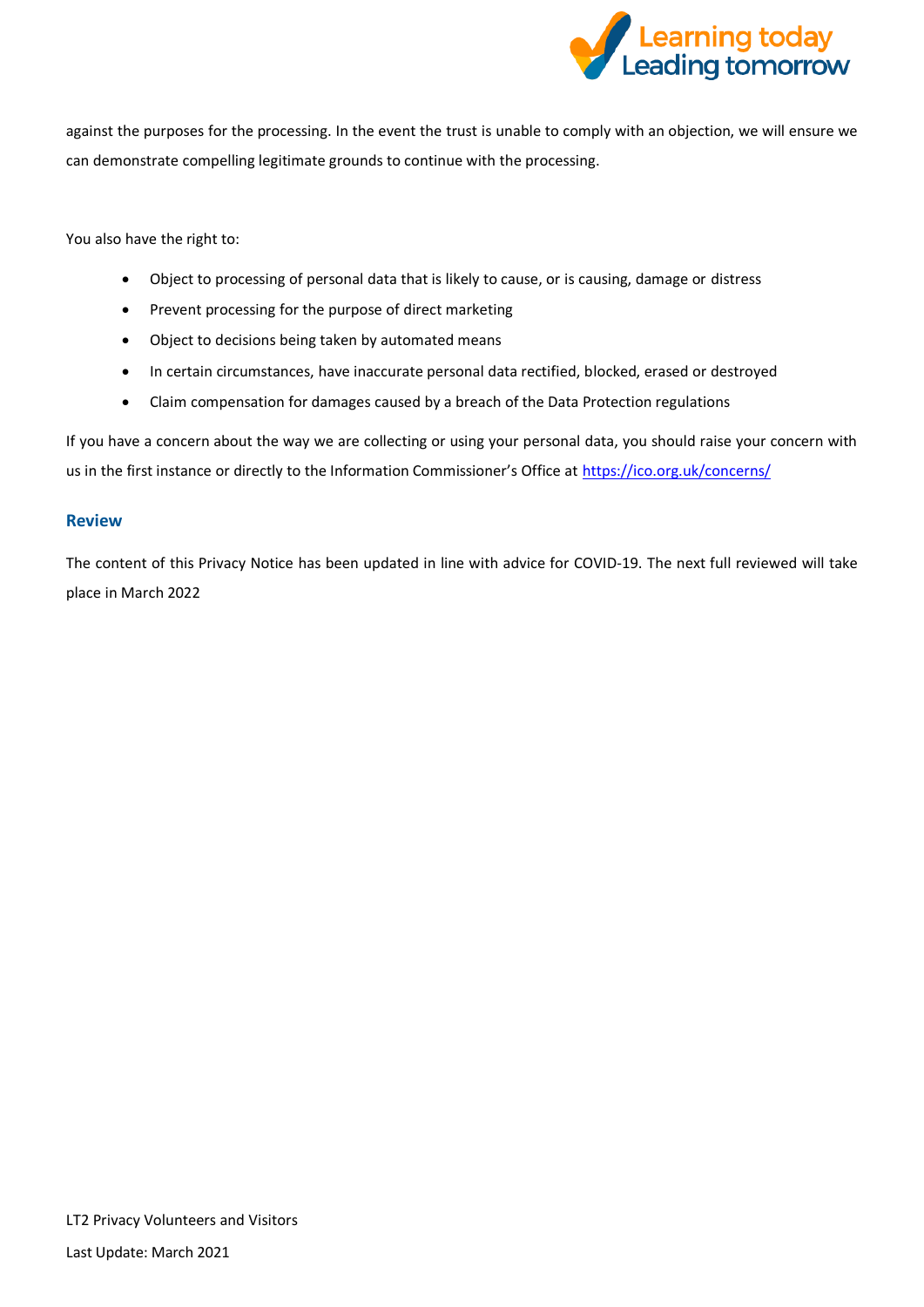against the purposes for the processing. In the event the trust is unable to comply with an objection, we will ensure we can demonstrate compelling legitimate grounds to continue with the processing.

You also have the right to:

- Object to processing of personal data that is likely to cause, or is causing, damage or distress
- Prevent processing for the purpose of direct marketing
- Object to decisions being taken by automated means
- In certain circumstances, have inaccurate personal data rectified, blocked, erased or destroyed
- Claim compensation for damages caused by a breach of the Data Protection regulations

If you have a concern about the way we are collecting or using your personal data, you should raise your concern with us in the first instance or directly to the Information Commissioner's Office at https://ico.org.uk/concerns/

## Review

The content of this Privacy Notice has been updated in line with advice for COVID-19. The next full reviewed will take place in March 2022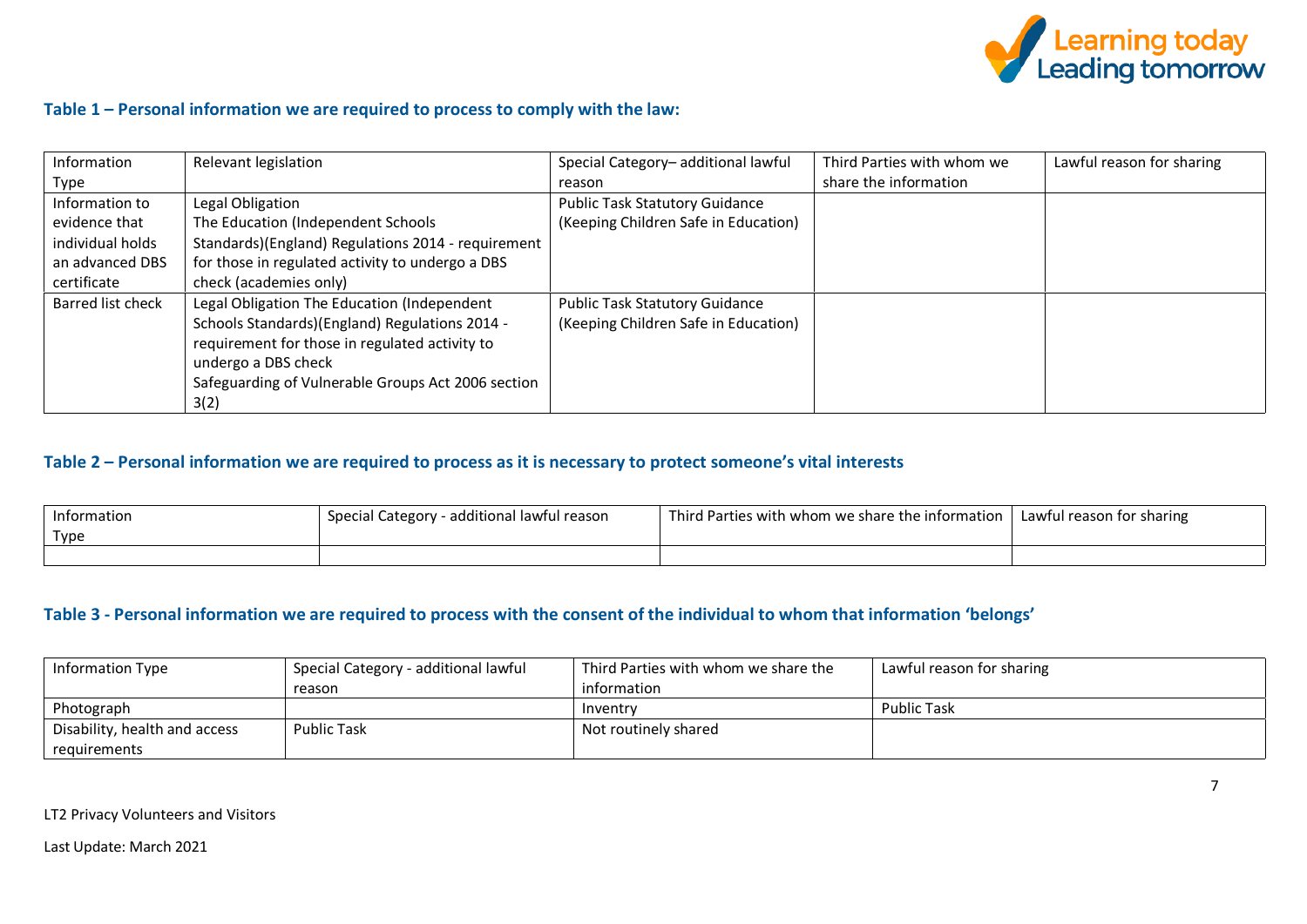### Table 1 – Personal information we are required to process to comply with the law:

| Information Type | Relevant legislation | Special Category– additional lawful reason | Third Parties with whom we share the information | Lawful reason for sharing |
|---|---|---|---|---|
| Information to evidence that individual holds an advanced DBS certificate | Legal Obligation The Education (Independent Schools Standards)(England) Regulations 2014 - requirement for those in regulated activity to undergo a DBS check (academies only) | Public Task Statutory Guidance (Keeping Children Safe in Education) | | |
| Barred list check | Legal Obligation The Education (Independent Schools Standards)(England) Regulations 2014 - requirement for those in regulated activity to undergo a DBS check Safeguarding of Vulnerable Groups Act 2006 section 3(2) | Public Task Statutory Guidance (Keeping Children Safe in Education) | | |

### Table 2 – Personal information we are required to process as it is necessary to protect someone's vital interests

| Information Type | Special Category - additional lawful reason | Third Parties with whom we share the information | Lawful reason for sharing |
|---|---|---|---|
| | | | |

### Table 3 - Personal information we are required to process with the consent of the individual to whom that information 'belongs'

| Information Type | Special Category - additional lawful reason | Third Parties with whom we share the information | Lawful reason for sharing |
|---|---|---|---|
| Photograph | | Inventry | Public Task |
| Disability, health and access requirements | Public Task | Not routinely shared | |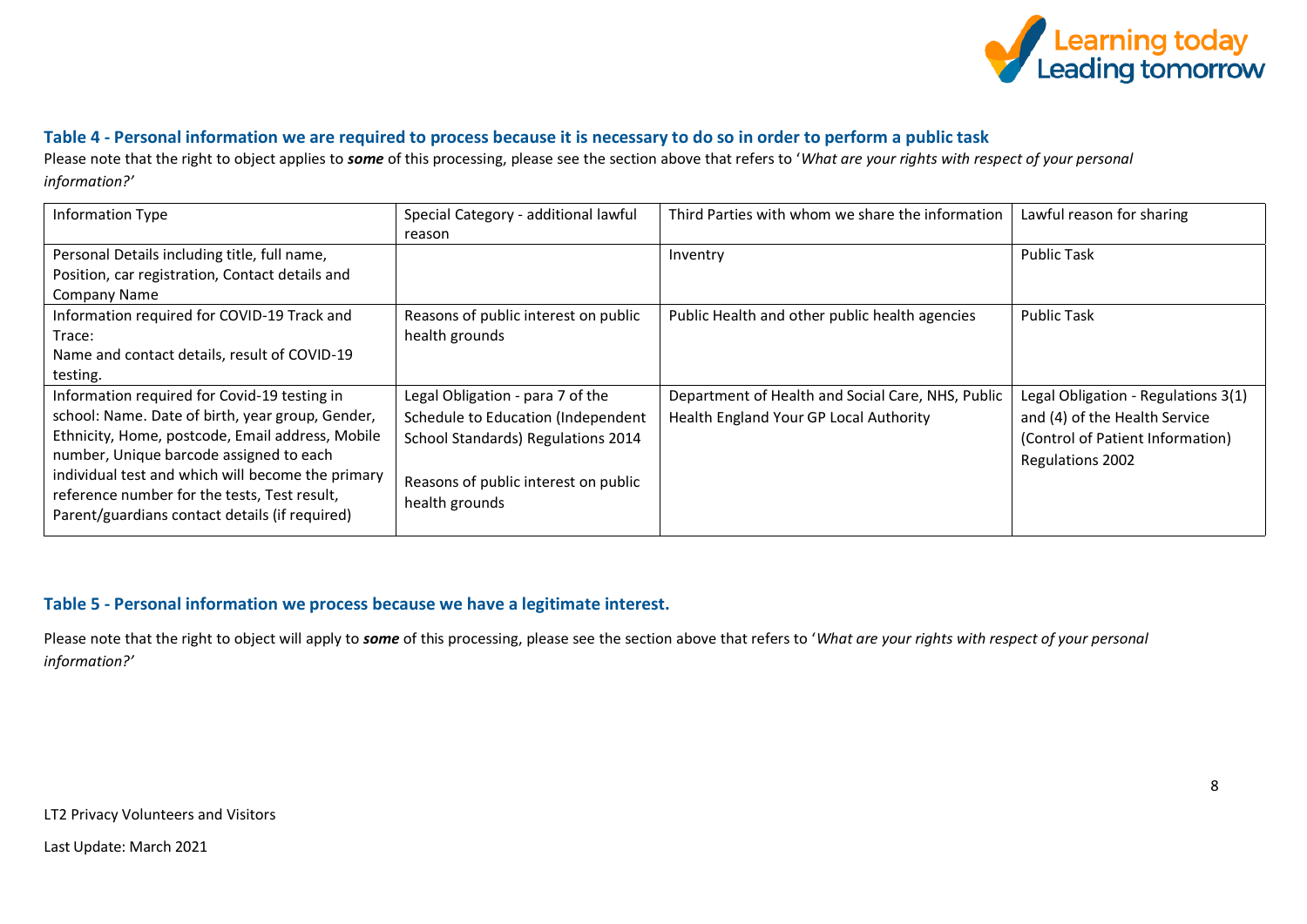### Table 4 - Personal information we are required to process because it is necessary to do so in order to perform a public task

Please note that the right to object applies to ***some*** of this processing, please see the section above that refers to '*What are your rights with respect of your personal information?'*

| Information Type | Special Category - additional lawful reason | Third Parties with whom we share the information | Lawful reason for sharing |
|---|---|---|---|
| Personal Details including title, full name, Position, car registration, Contact details and Company Name | | Inventry | Public Task |
| Information required for COVID-19 Track and Trace: Name and contact details, result of COVID-19 testing. | Reasons of public interest on public health grounds | Public Health and other public health agencies | Public Task |
| Information required for Covid-19 testing in school: Name. Date of birth, year group, Gender, Ethnicity, Home, postcode, Email address, Mobile number, Unique barcode assigned to each individual test and which will become the primary reference number for the tests, Test result, Parent/guardians contact details (if required) | Legal Obligation - para 7 of the Schedule to Education (Independent School Standards) Regulations 2014<br><br>Reasons of public interest on public health grounds | Department of Health and Social Care, NHS, Public Health England Your GP Local Authority | Legal Obligation - Regulations 3(1) and (4) of the Health Service (Control of Patient Information) Regulations 2002 |

### Table 5 - Personal information we process because we have a legitimate interest.

Please note that the right to object will apply to ***some*** of this processing, please see the section above that refers to '*What are your rights with respect of your personal information?'*

LT2 Privacy Volunteers and Visitors

Last Update: March 2021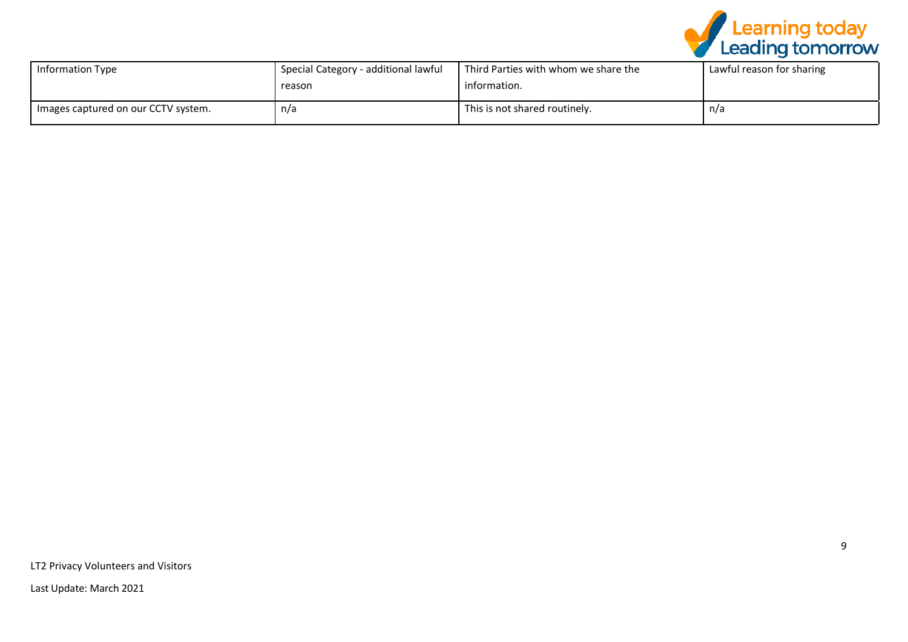| Information Type | Special Category - additional lawful reason | Third Parties with whom we share the information. | Lawful reason for sharing |
|---|---|---|---|
| Images captured on our CCTV system. | n/a | This is not shared routinely. | n/a |